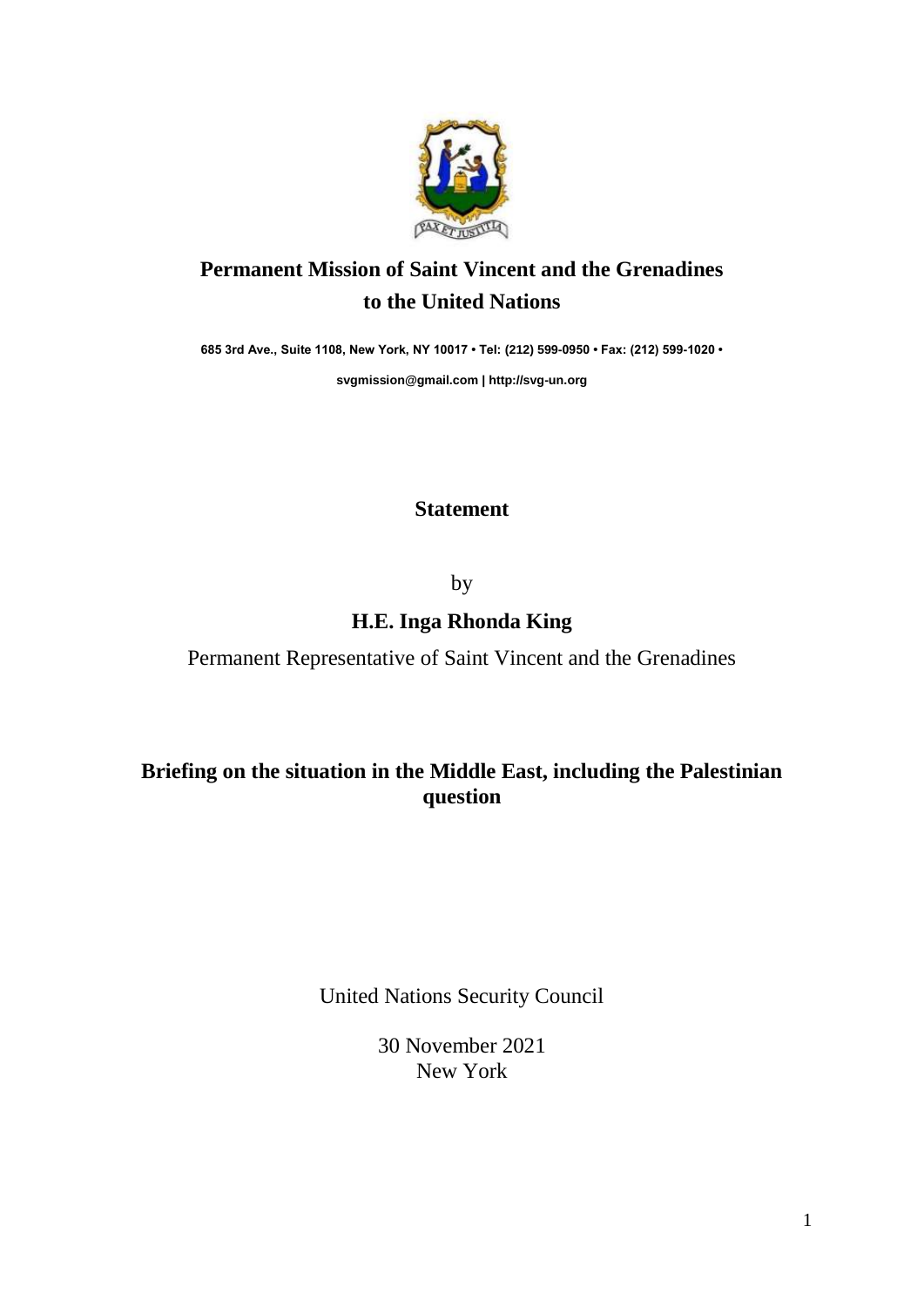PAX ET JUSTITIA

# Permanent Mission of Saint Vincent and the Grenadines to the United Nations

**685 3rd Ave., Suite 1108, New York, NY 10017 • Tel: (212) 599-0950 • Fax: (212) 599-1020 •**

**svgmission@gmail.com | http://svg-un.org**

## Statement

by

**H.E. Inga Rhonda King**

Permanent Representative of Saint Vincent and the Grenadines

## Briefing on the situation in the Middle East, including the Palestinian question

United Nations Security Council

30 November 2021
New York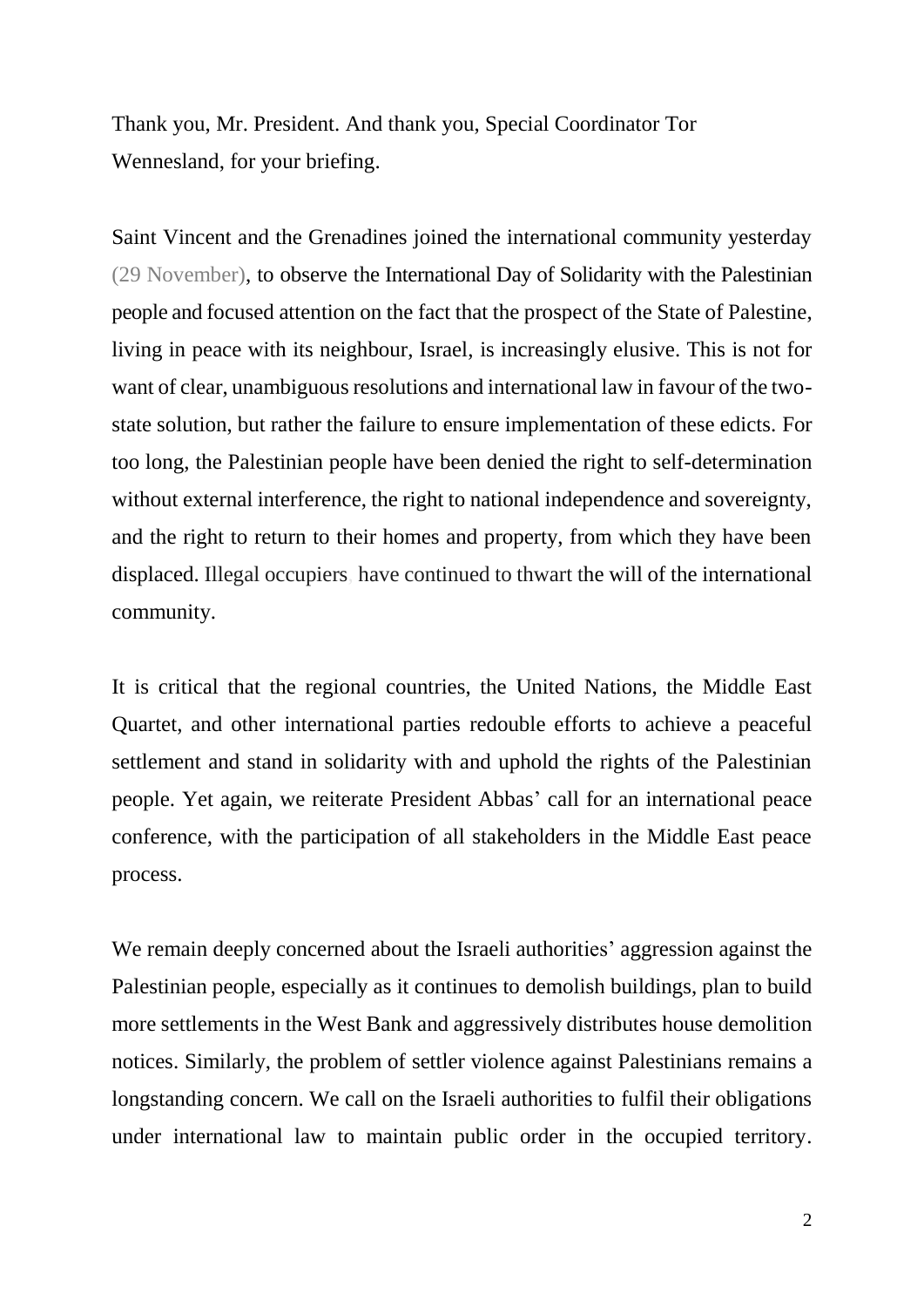Thank you, Mr. President. And thank you, Special Coordinator Tor Wennesland, for your briefing.

Saint Vincent and the Grenadines joined the international community yesterday (29 November), to observe the International Day of Solidarity with the Palestinian people and focused attention on the fact that the prospect of the State of Palestine, living in peace with its neighbour, Israel, is increasingly elusive. This is not for want of clear, unambiguous resolutions and international law in favour of the two-state solution, but rather the failure to ensure implementation of these edicts. For too long, the Palestinian people have been denied the right to self-determination without external interference, the right to national independence and sovereignty, and the right to return to their homes and property, from which they have been displaced. Illegal occupiers have continued to thwart the will of the international community.

It is critical that the regional countries, the United Nations, the Middle East Quartet, and other international parties redouble efforts to achieve a peaceful settlement and stand in solidarity with and uphold the rights of the Palestinian people. Yet again, we reiterate President Abbas' call for an international peace conference, with the participation of all stakeholders in the Middle East peace process.

We remain deeply concerned about the Israeli authorities' aggression against the Palestinian people, especially as it continues to demolish buildings, plan to build more settlements in the West Bank and aggressively distributes house demolition notices. Similarly, the problem of settler violence against Palestinians remains a longstanding concern. We call on the Israeli authorities to fulfil their obligations under international law to maintain public order in the occupied territory.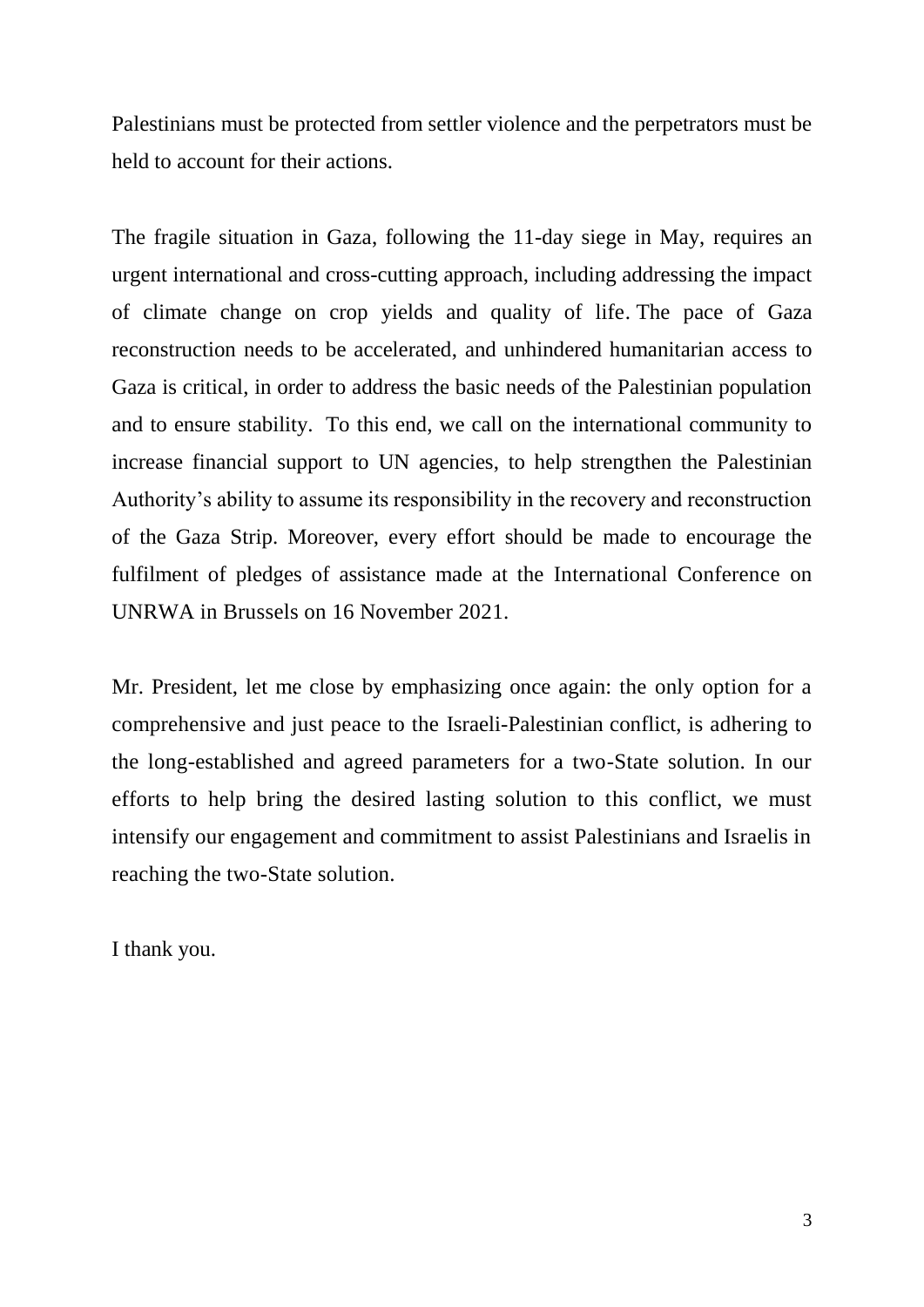Palestinians must be protected from settler violence and the perpetrators must be held to account for their actions.

The fragile situation in Gaza, following the 11-day siege in May, requires an urgent international and cross-cutting approach, including addressing the impact of climate change on crop yields and quality of life. The pace of Gaza reconstruction needs to be accelerated, and unhindered humanitarian access to Gaza is critical, in order to address the basic needs of the Palestinian population and to ensure stability. To this end, we call on the international community to increase financial support to UN agencies, to help strengthen the Palestinian Authority's ability to assume its responsibility in the recovery and reconstruction of the Gaza Strip. Moreover, every effort should be made to encourage the fulfilment of pledges of assistance made at the International Conference on UNRWA in Brussels on 16 November 2021.

Mr. President, let me close by emphasizing once again: the only option for a comprehensive and just peace to the Israeli-Palestinian conflict, is adhering to the long-established and agreed parameters for a two-State solution. In our efforts to help bring the desired lasting solution to this conflict, we must intensify our engagement and commitment to assist Palestinians and Israelis in reaching the two-State solution.

I thank you.